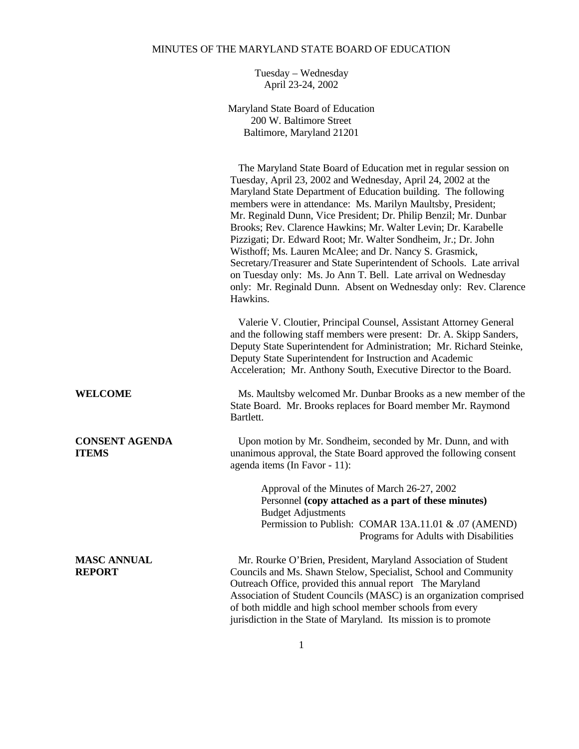# MINUTES OF THE MARYLAND STATE BOARD OF EDUCATION

Tuesday – Wednesday
April 23-24, 2002

Maryland State Board of Education
200 W. Baltimore Street
Baltimore, Maryland 21201

The Maryland State Board of Education met in regular session on Tuesday, April 23, 2002 and Wednesday, April 24, 2002 at the Maryland State Department of Education building. The following members were in attendance: Ms. Marilyn Maultsby, President; Mr. Reginald Dunn, Vice President; Dr. Philip Benzil; Mr. Dunbar Brooks; Rev. Clarence Hawkins; Mr. Walter Levin; Dr. Karabelle Pizzigati; Dr. Edward Root; Mr. Walter Sondheim, Jr.; Dr. John Wisthoff; Ms. Lauren McAlee; and Dr. Nancy S. Grasmick, Secretary/Treasurer and State Superintendent of Schools. Late arrival on Tuesday only: Ms. Jo Ann T. Bell. Late arrival on Wednesday only: Mr. Reginald Dunn. Absent on Wednesday only: Rev. Clarence Hawkins.

Valerie V. Cloutier, Principal Counsel, Assistant Attorney General and the following staff members were present: Dr. A. Skipp Sanders, Deputy State Superintendent for Administration; Mr. Richard Steinke, Deputy State Superintendent for Instruction and Academic Acceleration; Mr. Anthony South, Executive Director to the Board.

**WELCOME**

Ms. Maultsby welcomed Mr. Dunbar Brooks as a new member of the State Board. Mr. Brooks replaces for Board member Mr. Raymond Bartlett.

**CONSENT AGENDA ITEMS**

Upon motion by Mr. Sondheim, seconded by Mr. Dunn, and with unanimous approval, the State Board approved the following consent agenda items (In Favor - 11):

Approval of the Minutes of March 26-27, 2002
Personnel **(copy attached as a part of these minutes)**
Budget Adjustments
Permission to Publish: COMAR 13A.11.01 & .07 (AMEND)
Programs for Adults with Disabilities

**MASC ANNUAL REPORT**

Mr. Rourke O'Brien, President, Maryland Association of Student Councils and Ms. Shawn Stelow, Specialist, School and Community Outreach Office, provided this annual report The Maryland Association of Student Councils (MASC) is an organization comprised of both middle and high school member schools from every jurisdiction in the State of Maryland. Its mission is to promote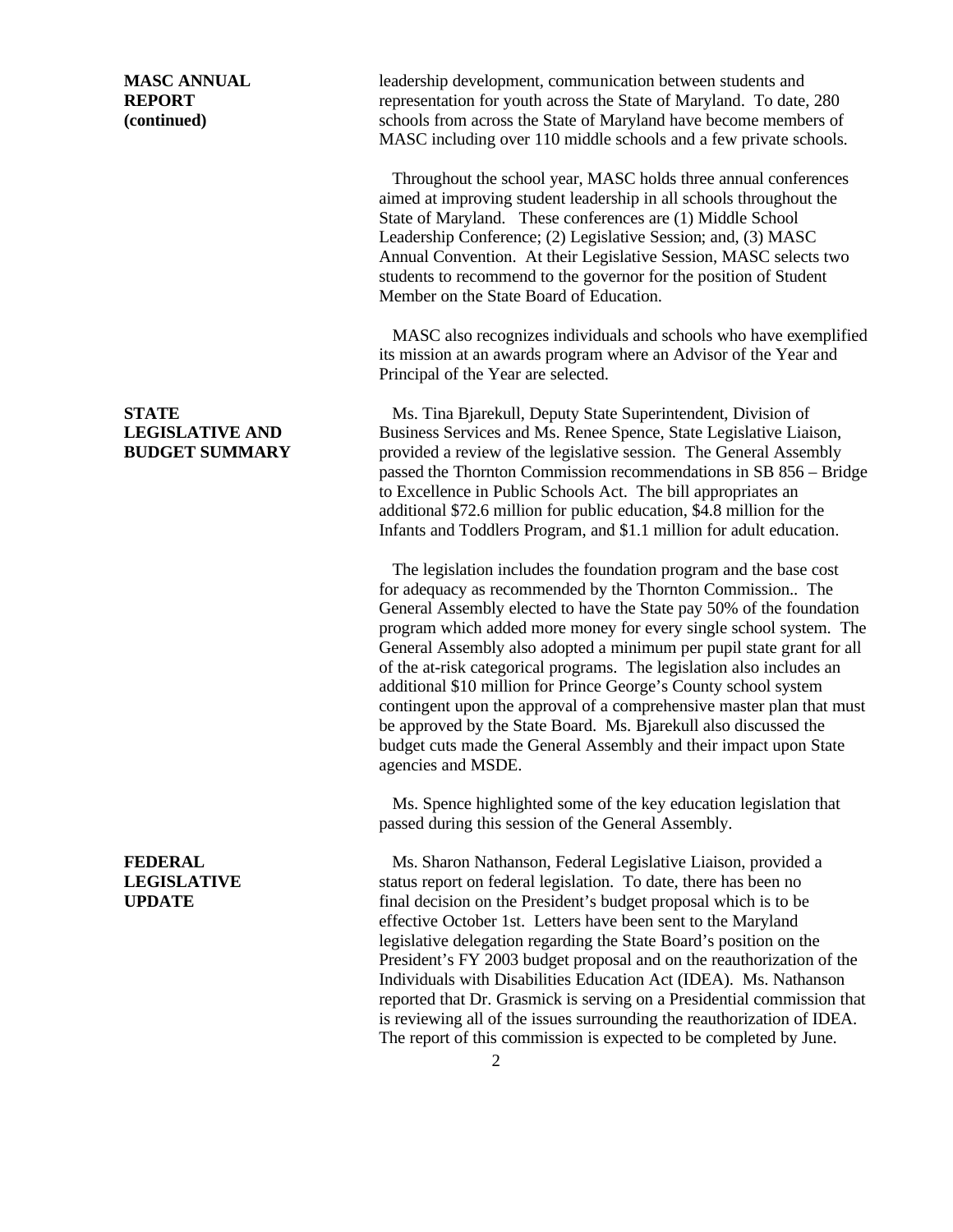**MASC ANNUAL REPORT (continued)**

leadership development, communication between students and representation for youth across the State of Maryland. To date, 280 schools from across the State of Maryland have become members of MASC including over 110 middle schools and a few private schools.

Throughout the school year, MASC holds three annual conferences aimed at improving student leadership in all schools throughout the State of Maryland. These conferences are (1) Middle School Leadership Conference; (2) Legislative Session; and, (3) MASC Annual Convention. At their Legislative Session, MASC selects two students to recommend to the governor for the position of Student Member on the State Board of Education.

MASC also recognizes individuals and schools who have exemplified its mission at an awards program where an Advisor of the Year and Principal of the Year are selected.

**STATE LEGISLATIVE AND BUDGET SUMMARY**

Ms. Tina Bjarekull, Deputy State Superintendent, Division of Business Services and Ms. Renee Spence, State Legislative Liaison, provided a review of the legislative session. The General Assembly passed the Thornton Commission recommendations in SB 856 – Bridge to Excellence in Public Schools Act. The bill appropriates an additional $72.6 million for public education, $4.8 million for the Infants and Toddlers Program, and $1.1 million for adult education.

The legislation includes the foundation program and the base cost for adequacy as recommended by the Thornton Commission.. The General Assembly elected to have the State pay 50% of the foundation program which added more money for every single school system. The General Assembly also adopted a minimum per pupil state grant for all of the at-risk categorical programs. The legislation also includes an additional $10 million for Prince George's County school system contingent upon the approval of a comprehensive master plan that must be approved by the State Board. Ms. Bjarekull also discussed the budget cuts made the General Assembly and their impact upon State agencies and MSDE.

Ms. Spence highlighted some of the key education legislation that passed during this session of the General Assembly.

**FEDERAL LEGISLATIVE UPDATE**

Ms. Sharon Nathanson, Federal Legislative Liaison, provided a status report on federal legislation. To date, there has been no final decision on the President's budget proposal which is to be effective October 1st. Letters have been sent to the Maryland legislative delegation regarding the State Board's position on the President's FY 2003 budget proposal and on the reauthorization of the Individuals with Disabilities Education Act (IDEA). Ms. Nathanson reported that Dr. Grasmick is serving on a Presidential commission that is reviewing all of the issues surrounding the reauthorization of IDEA. The report of this commission is expected to be completed by June.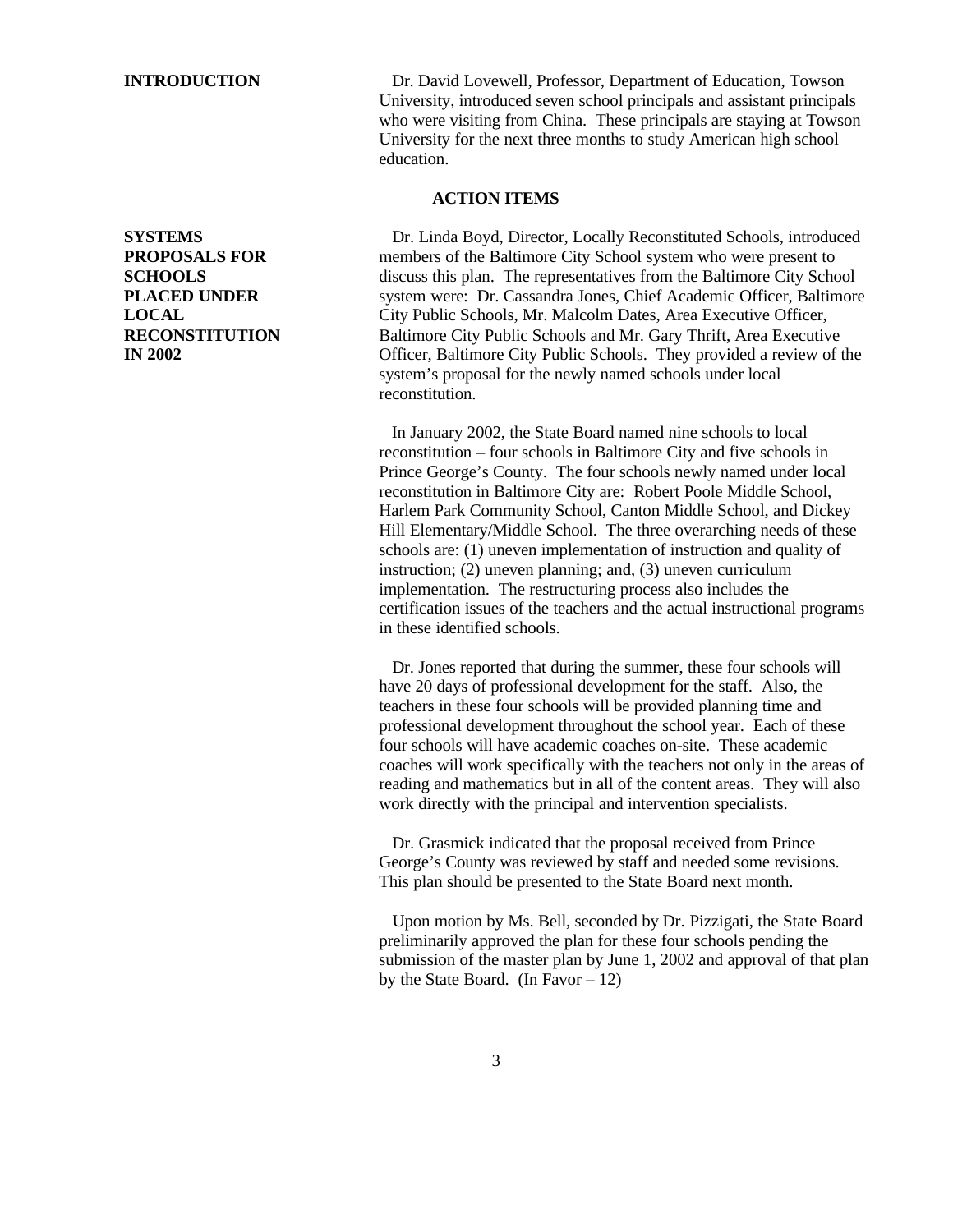**INTRODUCTION**

Dr. David Lovewell, Professor, Department of Education, Towson University, introduced seven school principals and assistant principals who were visiting from China. These principals are staying at Towson University for the next three months to study American high school education.

## ACTION ITEMS

**SYSTEMS PROPOSALS FOR SCHOOLS PLACED UNDER LOCAL RECONSTITUTION IN 2002**

Dr. Linda Boyd, Director, Locally Reconstituted Schools, introduced members of the Baltimore City School system who were present to discuss this plan. The representatives from the Baltimore City School system were: Dr. Cassandra Jones, Chief Academic Officer, Baltimore City Public Schools, Mr. Malcolm Dates, Area Executive Officer, Baltimore City Public Schools and Mr. Gary Thrift, Area Executive Officer, Baltimore City Public Schools. They provided a review of the system's proposal for the newly named schools under local reconstitution.

In January 2002, the State Board named nine schools to local reconstitution – four schools in Baltimore City and five schools in Prince George's County. The four schools newly named under local reconstitution in Baltimore City are: Robert Poole Middle School, Harlem Park Community School, Canton Middle School, and Dickey Hill Elementary/Middle School. The three overarching needs of these schools are: (1) uneven implementation of instruction and quality of instruction; (2) uneven planning; and, (3) uneven curriculum implementation. The restructuring process also includes the certification issues of the teachers and the actual instructional programs in these identified schools.

Dr. Jones reported that during the summer, these four schools will have 20 days of professional development for the staff. Also, the teachers in these four schools will be provided planning time and professional development throughout the school year. Each of these four schools will have academic coaches on-site. These academic coaches will work specifically with the teachers not only in the areas of reading and mathematics but in all of the content areas. They will also work directly with the principal and intervention specialists.

Dr. Grasmick indicated that the proposal received from Prince George's County was reviewed by staff and needed some revisions. This plan should be presented to the State Board next month.

Upon motion by Ms. Bell, seconded by Dr. Pizzigati, the State Board preliminarily approved the plan for these four schools pending the submission of the master plan by June 1, 2002 and approval of that plan by the State Board. (In Favor – 12)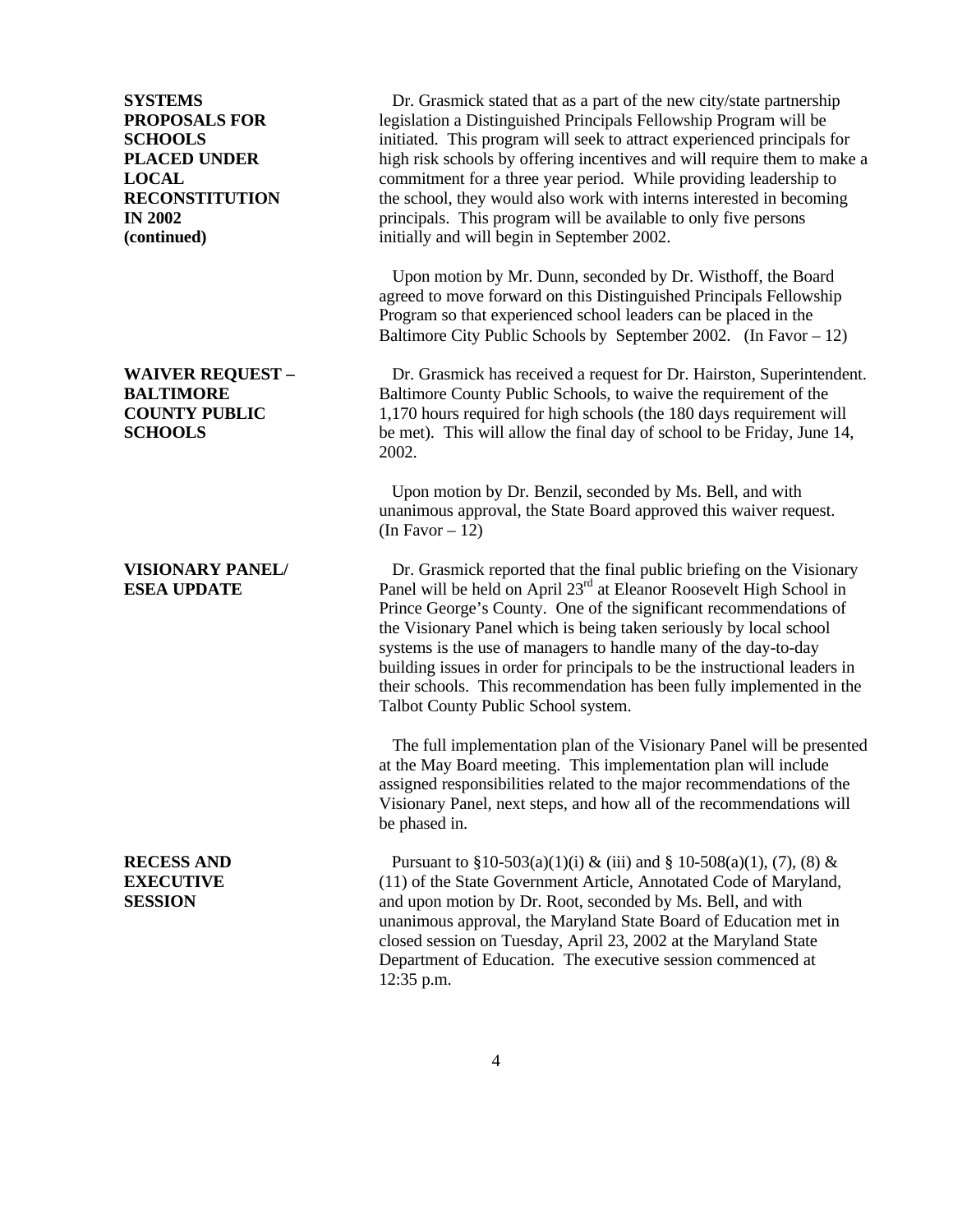**SYSTEMS PROPOSALS FOR SCHOOLS PLACED UNDER LOCAL RECONSTITUTION IN 2002 (continued)**

Dr. Grasmick stated that as a part of the new city/state partnership legislation a Distinguished Principals Fellowship Program will be initiated. This program will seek to attract experienced principals for high risk schools by offering incentives and will require them to make a commitment for a three year period. While providing leadership to the school, they would also work with interns interested in becoming principals. This program will be available to only five persons initially and will begin in September 2002.

Upon motion by Mr. Dunn, seconded by Dr. Wisthoff, the Board agreed to move forward on this Distinguished Principals Fellowship Program so that experienced school leaders can be placed in the Baltimore City Public Schools by September 2002. (In Favor – 12)

**WAIVER REQUEST – BALTIMORE COUNTY PUBLIC SCHOOLS**

Dr. Grasmick has received a request for Dr. Hairston, Superintendent. Baltimore County Public Schools, to waive the requirement of the 1,170 hours required for high schools (the 180 days requirement will be met). This will allow the final day of school to be Friday, June 14, 2002.

Upon motion by Dr. Benzil, seconded by Ms. Bell, and with unanimous approval, the State Board approved this waiver request. (In Favor – 12)

**VISIONARY PANEL/ ESEA UPDATE**

Dr. Grasmick reported that the final public briefing on the Visionary Panel will be held on April 23rd at Eleanor Roosevelt High School in Prince George's County. One of the significant recommendations of the Visionary Panel which is being taken seriously by local school systems is the use of managers to handle many of the day-to-day building issues in order for principals to be the instructional leaders in their schools. This recommendation has been fully implemented in the Talbot County Public School system.

The full implementation plan of the Visionary Panel will be presented at the May Board meeting. This implementation plan will include assigned responsibilities related to the major recommendations of the Visionary Panel, next steps, and how all of the recommendations will be phased in.

**RECESS AND EXECUTIVE SESSION**

Pursuant to §10-503(a)(1)(i) & (iii) and § 10-508(a)(1), (7), (8) & (11) of the State Government Article, Annotated Code of Maryland, and upon motion by Dr. Root, seconded by Ms. Bell, and with unanimous approval, the Maryland State Board of Education met in closed session on Tuesday, April 23, 2002 at the Maryland State Department of Education. The executive session commenced at 12:35 p.m.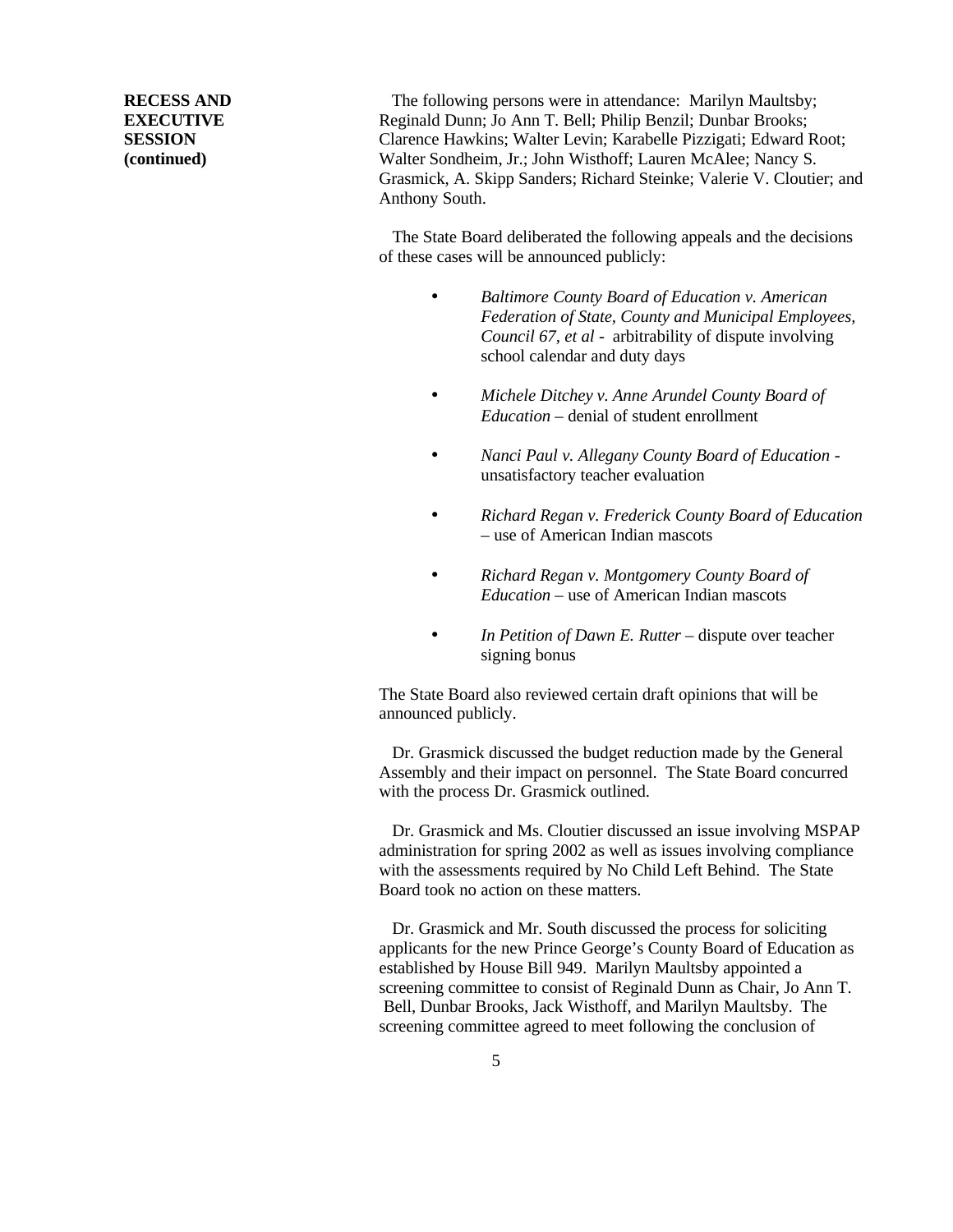**RECESS AND EXECUTIVE SESSION (continued)**

The following persons were in attendance: Marilyn Maultsby; Reginald Dunn; Jo Ann T. Bell; Philip Benzil; Dunbar Brooks; Clarence Hawkins; Walter Levin; Karabelle Pizzigati; Edward Root; Walter Sondheim, Jr.; John Wisthoff; Lauren McAlee; Nancy S. Grasmick, A. Skipp Sanders; Richard Steinke; Valerie V. Cloutier; and Anthony South.

The State Board deliberated the following appeals and the decisions of these cases will be announced publicly:

- *Baltimore County Board of Education v. American Federation of State, County and Municipal Employees, Council 67, et al* - arbitrability of dispute involving school calendar and duty days
- *Michele Ditchey v. Anne Arundel County Board of Education* – denial of student enrollment
- *Nanci Paul v. Allegany County Board of Education* - unsatisfactory teacher evaluation
- *Richard Regan v. Frederick County Board of Education* – use of American Indian mascots
- *Richard Regan v. Montgomery County Board of Education* – use of American Indian mascots
- *In Petition of Dawn E. Rutter* – dispute over teacher signing bonus

The State Board also reviewed certain draft opinions that will be announced publicly.

Dr. Grasmick discussed the budget reduction made by the General Assembly and their impact on personnel. The State Board concurred with the process Dr. Grasmick outlined.

Dr. Grasmick and Ms. Cloutier discussed an issue involving MSPAP administration for spring 2002 as well as issues involving compliance with the assessments required by No Child Left Behind. The State Board took no action on these matters.

Dr. Grasmick and Mr. South discussed the process for soliciting applicants for the new Prince George's County Board of Education as established by House Bill 949. Marilyn Maultsby appointed a screening committee to consist of Reginald Dunn as Chair, Jo Ann T. Bell, Dunbar Brooks, Jack Wisthoff, and Marilyn Maultsby. The screening committee agreed to meet following the conclusion of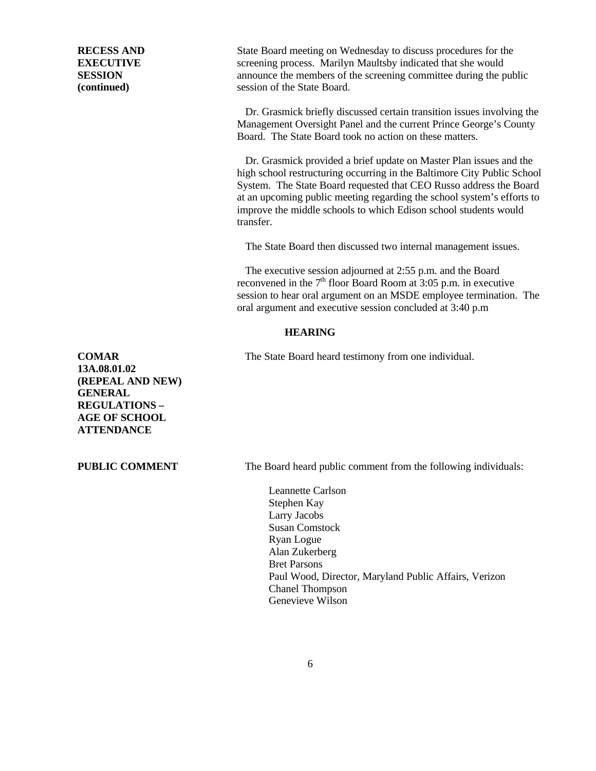**RECESS AND EXECUTIVE SESSION (continued)**

State Board meeting on Wednesday to discuss procedures for the screening process. Marilyn Maultsby indicated that she would announce the members of the screening committee during the public session of the State Board.

Dr. Grasmick briefly discussed certain transition issues involving the Management Oversight Panel and the current Prince George's County Board. The State Board took no action on these matters.

Dr. Grasmick provided a brief update on Master Plan issues and the high school restructuring occurring in the Baltimore City Public School System. The State Board requested that CEO Russo address the Board at an upcoming public meeting regarding the school system's efforts to improve the middle schools to which Edison school students would transfer.

The State Board then discussed two internal management issues.

The executive session adjourned at 2:55 p.m. and the Board reconvened in the 7th floor Board Room at 3:05 p.m. in executive session to hear oral argument on an MSDE employee termination. The oral argument and executive session concluded at 3:40 p.m

## HEARING

**COMAR 13A.08.01.02 (REPEAL AND NEW) GENERAL REGULATIONS – AGE OF SCHOOL ATTENDANCE**

The State Board heard testimony from one individual.

**PUBLIC COMMENT**

The Board heard public comment from the following individuals:

Leannette Carlson
Stephen Kay
Larry Jacobs
Susan Comstock
Ryan Logue
Alan Zukerberg
Bret Parsons
Paul Wood, Director, Maryland Public Affairs, Verizon
Chanel Thompson
Genevieve Wilson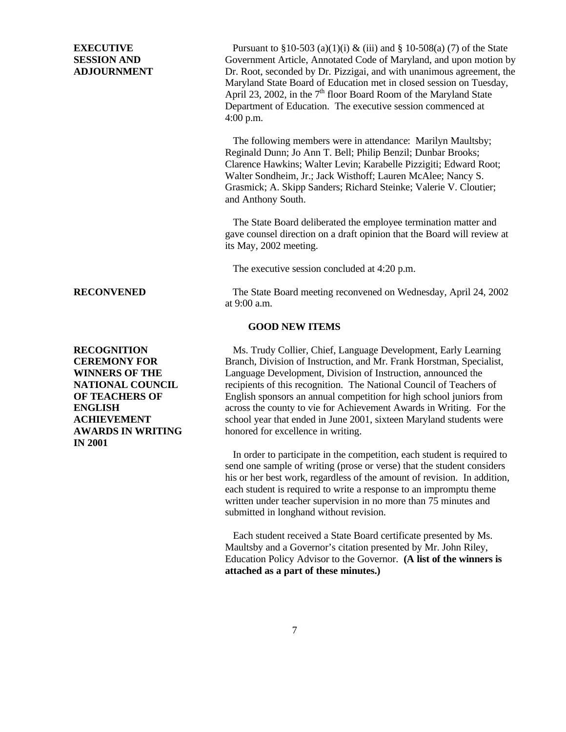**EXECUTIVE SESSION AND ADJOURNMENT**

Pursuant to §10-503 (a)(1)(i) & (iii) and § 10-508(a) (7) of the State Government Article, Annotated Code of Maryland, and upon motion by Dr. Root, seconded by Dr. Pizzigai, and with unanimous agreement, the Maryland State Board of Education met in closed session on Tuesday, April 23, 2002, in the 7th floor Board Room of the Maryland State Department of Education. The executive session commenced at 4:00 p.m.

The following members were in attendance: Marilyn Maultsby; Reginald Dunn; Jo Ann T. Bell; Philip Benzil; Dunbar Brooks; Clarence Hawkins; Walter Levin; Karabelle Pizzigiti; Edward Root; Walter Sondheim, Jr.; Jack Wisthoff; Lauren McAlee; Nancy S. Grasmick; A. Skipp Sanders; Richard Steinke; Valerie V. Cloutier; and Anthony South.

The State Board deliberated the employee termination matter and gave counsel direction on a draft opinion that the Board will review at its May, 2002 meeting.

The executive session concluded at 4:20 p.m.

**RECONVENED**

The State Board meeting reconvened on Wednesday, April 24, 2002 at 9:00 a.m.

**GOOD NEW ITEMS**

**RECOGNITION CEREMONY FOR WINNERS OF THE NATIONAL COUNCIL OF TEACHERS OF ENGLISH ACHIEVEMENT AWARDS IN WRITING IN 2001**

Ms. Trudy Collier, Chief, Language Development, Early Learning Branch, Division of Instruction, and Mr. Frank Horstman, Specialist, Language Development, Division of Instruction, announced the recipients of this recognition. The National Council of Teachers of English sponsors an annual competition for high school juniors from across the county to vie for Achievement Awards in Writing. For the school year that ended in June 2001, sixteen Maryland students were honored for excellence in writing.

In order to participate in the competition, each student is required to send one sample of writing (prose or verse) that the student considers his or her best work, regardless of the amount of revision. In addition, each student is required to write a response to an impromptu theme written under teacher supervision in no more than 75 minutes and submitted in longhand without revision.

Each student received a State Board certificate presented by Ms. Maultsby and a Governor's citation presented by Mr. John Riley, Education Policy Advisor to the Governor. **(A list of the winners is attached as a part of these minutes.)**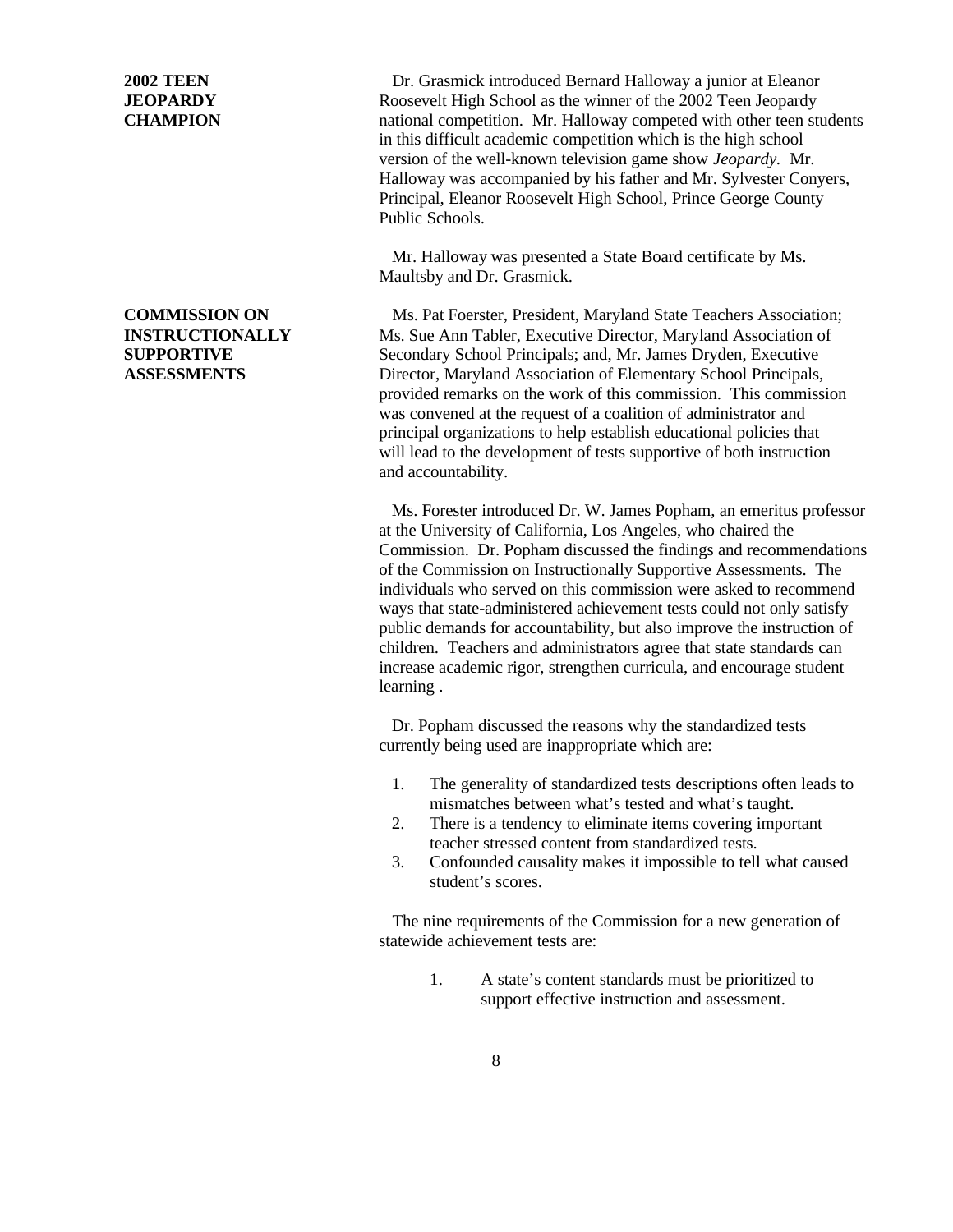**2002 TEEN JEOPARDY CHAMPION**

Dr. Grasmick introduced Bernard Halloway a junior at Eleanor Roosevelt High School as the winner of the 2002 Teen Jeopardy national competition. Mr. Halloway competed with other teen students in this difficult academic competition which is the high school version of the well-known television game show *Jeopardy.* Mr. Halloway was accompanied by his father and Mr. Sylvester Conyers, Principal, Eleanor Roosevelt High School, Prince George County Public Schools.

Mr. Halloway was presented a State Board certificate by Ms. Maultsby and Dr. Grasmick.

**COMMISSION ON INSTRUCTIONALLY SUPPORTIVE ASSESSMENTS**

Ms. Pat Foerster, President, Maryland State Teachers Association; Ms. Sue Ann Tabler, Executive Director, Maryland Association of Secondary School Principals; and, Mr. James Dryden, Executive Director, Maryland Association of Elementary School Principals, provided remarks on the work of this commission. This commission was convened at the request of a coalition of administrator and principal organizations to help establish educational policies that will lead to the development of tests supportive of both instruction and accountability.

Ms. Forester introduced Dr. W. James Popham, an emeritus professor at the University of California, Los Angeles, who chaired the Commission. Dr. Popham discussed the findings and recommendations of the Commission on Instructionally Supportive Assessments. The individuals who served on this commission were asked to recommend ways that state-administered achievement tests could not only satisfy public demands for accountability, but also improve the instruction of children. Teachers and administrators agree that state standards can increase academic rigor, strengthen curricula, and encourage student learning .

Dr. Popham discussed the reasons why the standardized tests currently being used are inappropriate which are:

1. The generality of standardized tests descriptions often leads to mismatches between what's tested and what's taught.
2. There is a tendency to eliminate items covering important teacher stressed content from standardized tests.
3. Confounded causality makes it impossible to tell what caused student's scores.

The nine requirements of the Commission for a new generation of statewide achievement tests are:

1. A state's content standards must be prioritized to support effective instruction and assessment.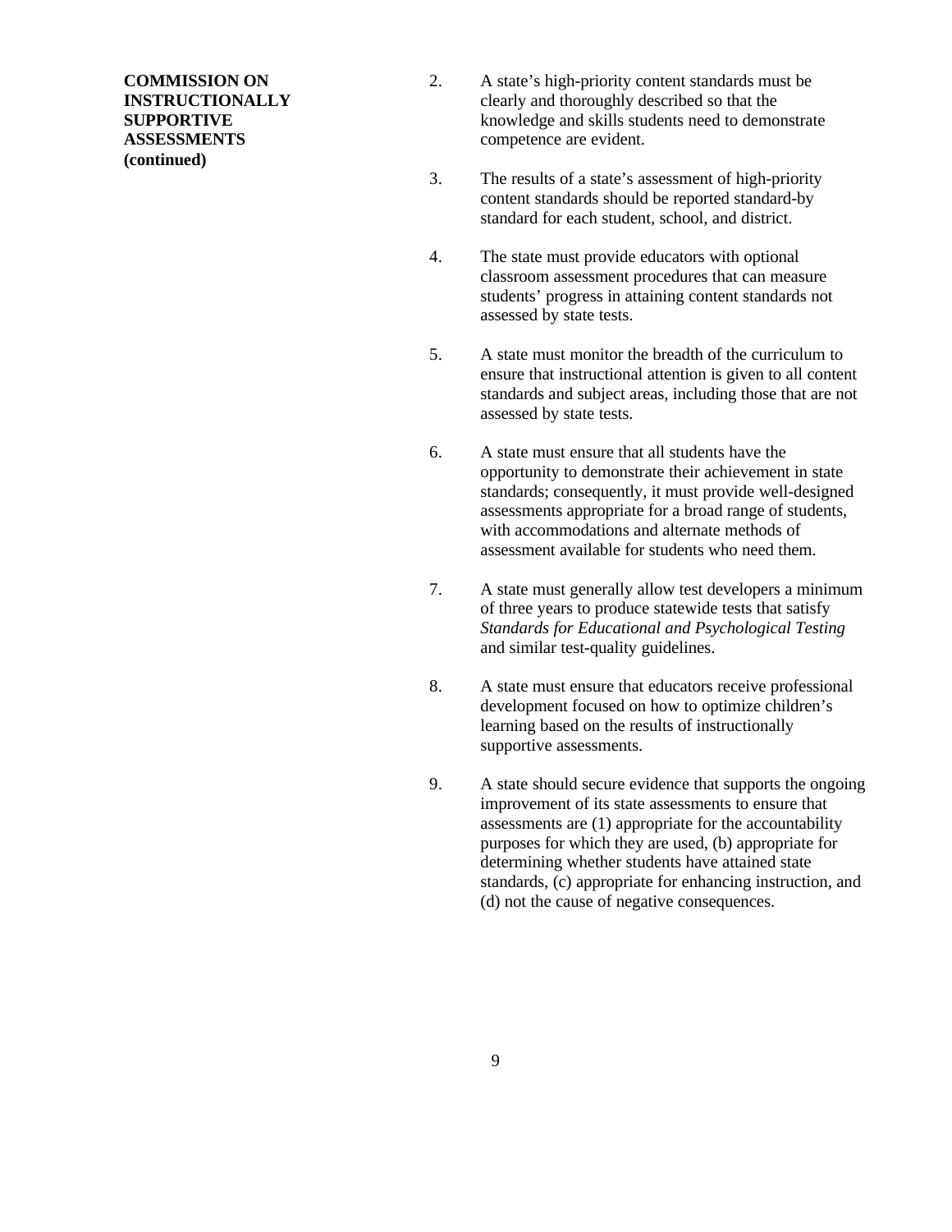**COMMISSION ON INSTRUCTIONALLY SUPPORTIVE ASSESSMENTS (continued)**

2. A state's high-priority content standards must be clearly and thoroughly described so that the knowledge and skills students need to demonstrate competence are evident.

3. The results of a state's assessment of high-priority content standards should be reported standard-by standard for each student, school, and district.

4. The state must provide educators with optional classroom assessment procedures that can measure students' progress in attaining content standards not assessed by state tests.

5. A state must monitor the breadth of the curriculum to ensure that instructional attention is given to all content standards and subject areas, including those that are not assessed by state tests.

6. A state must ensure that all students have the opportunity to demonstrate their achievement in state standards; consequently, it must provide well-designed assessments appropriate for a broad range of students, with accommodations and alternate methods of assessment available for students who need them.

7. A state must generally allow test developers a minimum of three years to produce statewide tests that satisfy *Standards for Educational and Psychological Testing* and similar test-quality guidelines.

8. A state must ensure that educators receive professional development focused on how to optimize children's learning based on the results of instructionally supportive assessments.

9. A state should secure evidence that supports the ongoing improvement of its state assessments to ensure that assessments are (1) appropriate for the accountability purposes for which they are used, (b) appropriate for determining whether students have attained state standards, (c) appropriate for enhancing instruction, and (d) not the cause of negative consequences.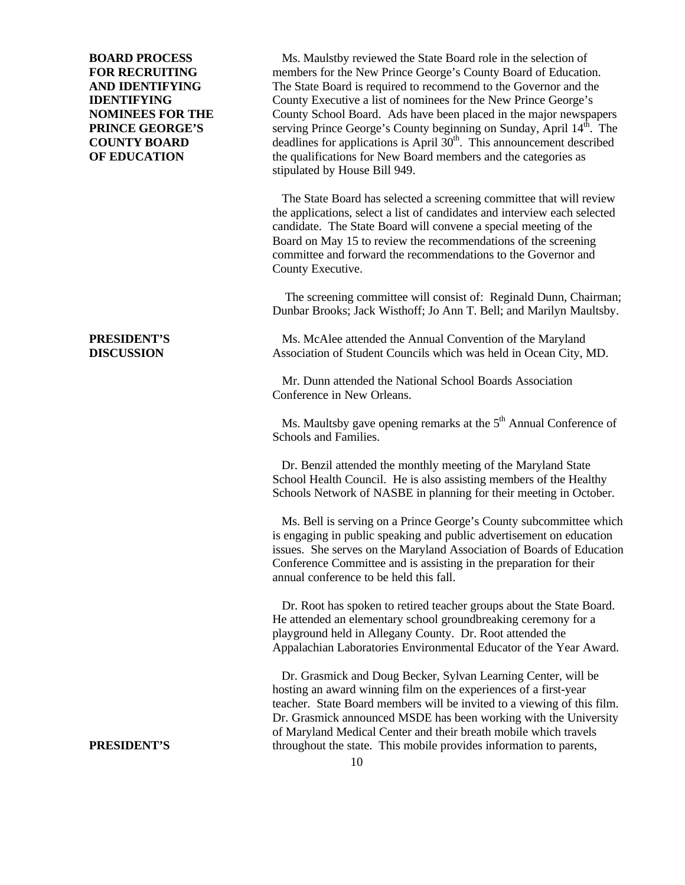**BOARD PROCESS FOR RECRUITING AND IDENTIFYING IDENTIFYING NOMINEES FOR THE PRINCE GEORGE'S COUNTY BOARD OF EDUCATION**

Ms. Maulstby reviewed the State Board role in the selection of members for the New Prince George's County Board of Education. The State Board is required to recommend to the Governor and the County Executive a list of nominees for the New Prince George's County School Board. Ads have been placed in the major newspapers serving Prince George's County beginning on Sunday, April 14th. The deadlines for applications is April 30th. This announcement described the qualifications for New Board members and the categories as stipulated by House Bill 949.

The State Board has selected a screening committee that will review the applications, select a list of candidates and interview each selected candidate. The State Board will convene a special meeting of the Board on May 15 to review the recommendations of the screening committee and forward the recommendations to the Governor and County Executive.

The screening committee will consist of: Reginald Dunn, Chairman; Dunbar Brooks; Jack Wisthoff; Jo Ann T. Bell; and Marilyn Maultsby.

**PRESIDENT'S DISCUSSION**

Ms. McAlee attended the Annual Convention of the Maryland Association of Student Councils which was held in Ocean City, MD.

Mr. Dunn attended the National School Boards Association Conference in New Orleans.

Ms. Maultsby gave opening remarks at the 5th Annual Conference of Schools and Families.

Dr. Benzil attended the monthly meeting of the Maryland State School Health Council. He is also assisting members of the Healthy Schools Network of NASBE in planning for their meeting in October.

Ms. Bell is serving on a Prince George's County subcommittee which is engaging in public speaking and public advertisement on education issues. She serves on the Maryland Association of Boards of Education Conference Committee and is assisting in the preparation for their annual conference to be held this fall.

Dr. Root has spoken to retired teacher groups about the State Board. He attended an elementary school groundbreaking ceremony for a playground held in Allegany County. Dr. Root attended the Appalachian Laboratories Environmental Educator of the Year Award.

Dr. Grasmick and Doug Becker, Sylvan Learning Center, will be hosting an award winning film on the experiences of a first-year teacher. State Board members will be invited to a viewing of this film. Dr. Grasmick announced MSDE has been working with the University of Maryland Medical Center and their breath mobile which travels throughout the state. This mobile provides information to parents,

**PRESIDENT'S**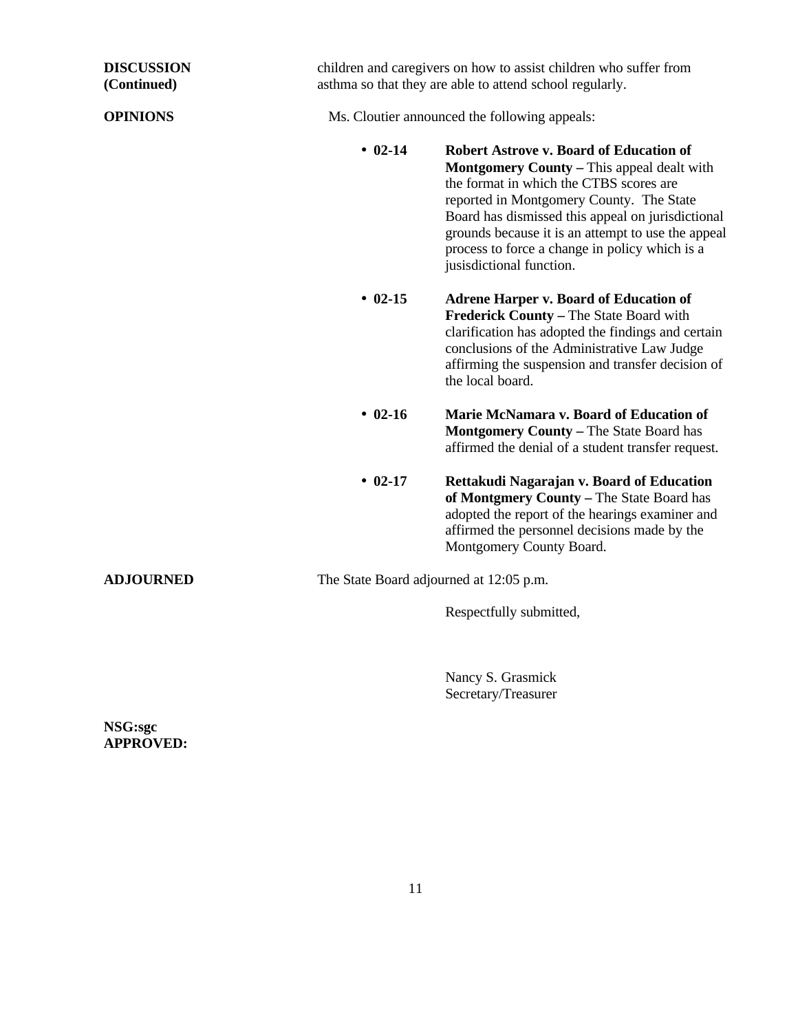**DISCUSSION (Continued)**

children and caregivers on how to assist children who suffer from asthma so that they are able to attend school regularly.

**OPINIONS**

Ms. Cloutier announced the following appeals:

- **02-14** **Robert Astrove v. Board of Education of Montgomery County –** This appeal dealt with the format in which the CTBS scores are reported in Montgomery County. The State Board has dismissed this appeal on jurisdictional grounds because it is an attempt to use the appeal process to force a change in policy which is a jusisdictional function.

- **02-15** **Adrene Harper v. Board of Education of Frederick County –** The State Board with clarification has adopted the findings and certain conclusions of the Administrative Law Judge affirming the suspension and transfer decision of the local board.

- **02-16** **Marie McNamara v. Board of Education of Montgomery County –** The State Board has affirmed the denial of a student transfer request.

- **02-17** **Rettakudi Nagarajan v. Board of Education of Montgmery County –** The State Board has adopted the report of the hearings examiner and affirmed the personnel decisions made by the Montgomery County Board.

**ADJOURNED**

The State Board adjourned at 12:05 p.m.

Respectfully submitted,

Nancy S. Grasmick
Secretary/Treasurer

**NSG:sgc**
**APPROVED:**